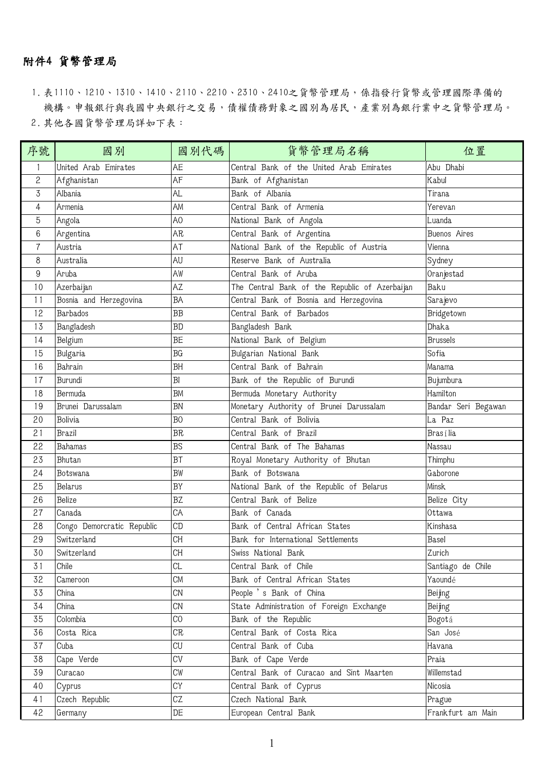# 附件4 貨幣管理局

1. 表1110、1210、1310、1410、2110、2210、2310、2410之貨幣管理局，係指發行貨幣或管理國際準備的機構。申報銀行與我國中央銀行之交易，債權債務對象之國別為居民，產業別為銀行業中之貨幣管理局。
2. 其他各國貨幣管理局詳如下表：

| 序號 | 國別 | 國別代碼 | 貨幣管理局名稱 | 位置 |
|---|---|---|---|---|
| 1 | United Arab Emirates | AE | Central Bank of the United Arab Emirates | Abu Dhabi |
| 2 | Afghanistan | AF | Bank of Afghanistan | Kabul |
| 3 | Albania | AL | Bank of Albania | Tirana |
| 4 | Armenia | AM | Central Bank of Armenia | Yerevan |
| 5 | Angola | AO | National Bank of Angola | Luanda |
| 6 | Argentina | AR | Central Bank of Argentina | Buenos Aires |
| 7 | Austria | AT | National Bank of the Republic of Austria | Vienna |
| 8 | Australia | AU | Reserve Bank of Australia | Sydney |
| 9 | Aruba | AW | Central Bank of Aruba | Oranjestad |
| 10 | Azerbaijan | AZ | The Central Bank of the Republic of Azerbaijan | Baku |
| 11 | Bosnia and Herzegovina | BA | Central Bank of Bosnia and Herzegovina | Sarajevo |
| 12 | Barbados | BB | Central Bank of Barbados | Bridgetown |
| 13 | Bangladesh | BD | Bangladesh Bank | Dhaka |
| 14 | Belgium | BE | National Bank of Belgium | Brussels |
| 15 | Bulgaria | BG | Bulgarian National Bank | Sofia |
| 16 | Bahrain | BH | Central Bank of Bahrain | Manama |
| 17 | Burundi | BI | Bank of the Republic of Burundi | Bujumbura |
| 18 | Bermuda | BM | Bermuda Monetary Authority | Hamilton |
| 19 | Brunei Darussalam | BN | Monetary Authority of Brunei Darussalam | Bandar Seri Begawan |
| 20 | Bolivia | BO | Central Bank of Bolivia | La Paz |
| 21 | Brazil | BR | Central Bank of Brazil | Brasília |
| 22 | Bahamas | BS | Central Bank of The Bahamas | Nassau |
| 23 | Bhutan | BT | Royal Monetary Authority of Bhutan | Thimphu |
| 24 | Botswana | BW | Bank of Botswana | Gaborone |
| 25 | Belarus | BY | National Bank of the Republic of Belarus | Minsk |
| 26 | Belize | BZ | Central Bank of Belize | Belize City |
| 27 | Canada | CA | Bank of Canada | Ottawa |
| 28 | Congo Demorcratic Republic | CD | Bank of Central African States | Kinshasa |
| 29 | Switzerland | CH | Bank for International Settlements | Basel |
| 30 | Switzerland | CH | Swiss National Bank | Zurich |
| 31 | Chile | CL | Central Bank of Chile | Santiago de Chile |
| 32 | Cameroon | CM | Bank of Central African States | Yaoundé |
| 33 | China | CN | People's Bank of China | Beijing |
| 34 | China | CN | State Administration of Foreign Exchange | Beijing |
| 35 | Colombia | CO | Bank of the Republic | Bogotá |
| 36 | Costa Rica | CR | Central Bank of Costa Rica | San José |
| 37 | Cuba | CU | Central Bank of Cuba | Havana |
| 38 | Cape Verde | CV | Bank of Cape Verde | Praia |
| 39 | Curacao | CW | Central Bank of Curacao and Sint Maarten | Willemstad |
| 40 | Cyprus | CY | Central Bank of Cyprus | Nicosia |
| 41 | Czech Republic | CZ | Czech National Bank | Prague |
| 42 | Germany | DE | European Central Bank | Frankfurt am Main |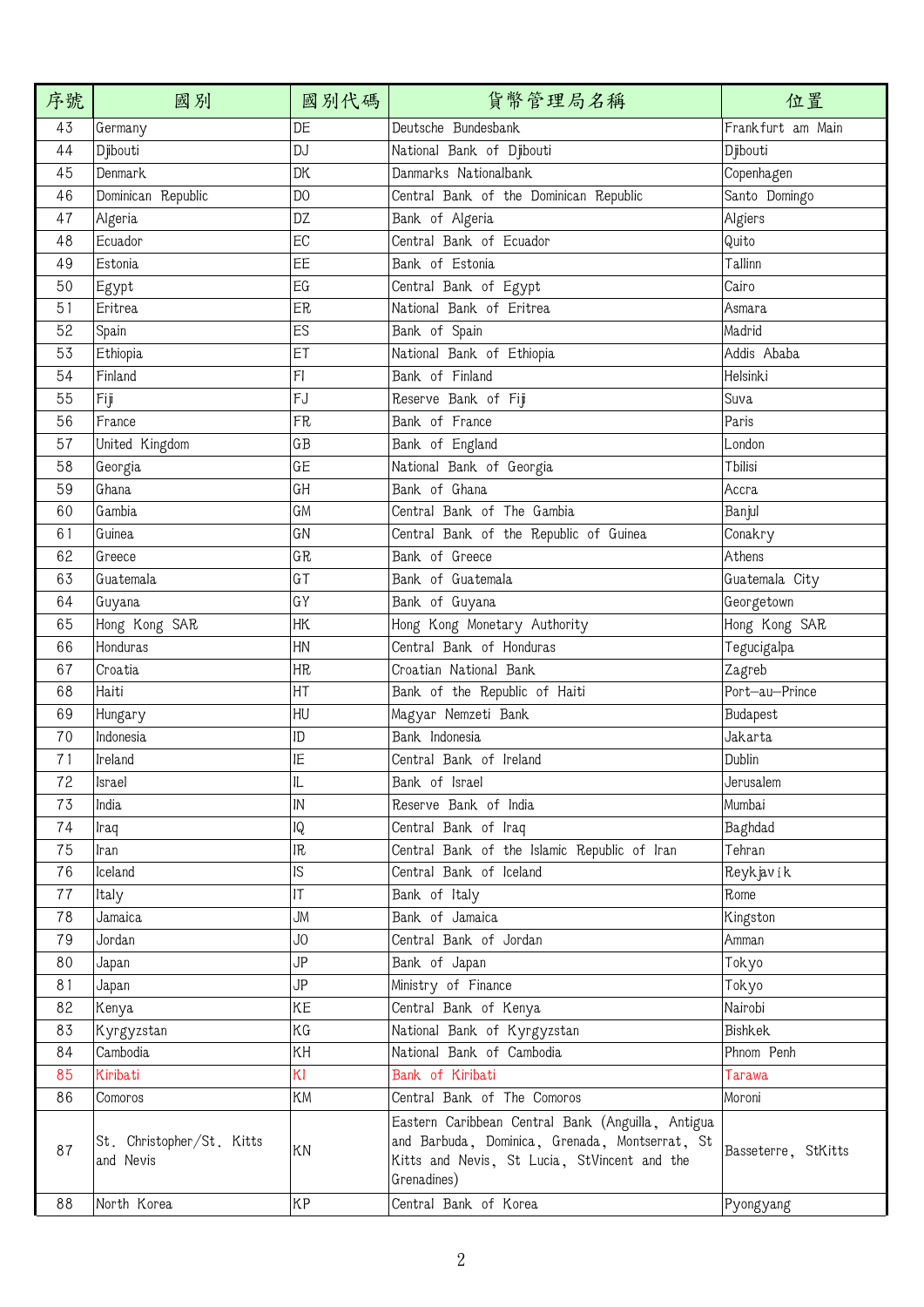| 序號 | 國別 | 國別代碼 | 貨幣管理局名稱 | 位置 |
|---|---|---|---|---|
| 43 | Germany | DE | Deutsche Bundesbank | Frankfurt am Main |
| 44 | Djibouti | DJ | National Bank of Djibouti | Djibouti |
| 45 | Denmark | DK | Danmarks Nationalbank | Copenhagen |
| 46 | Dominican Republic | DO | Central Bank of the Dominican Republic | Santo Domingo |
| 47 | Algeria | DZ | Bank of Algeria | Algiers |
| 48 | Ecuador | EC | Central Bank of Ecuador | Quito |
| 49 | Estonia | EE | Bank of Estonia | Tallinn |
| 50 | Egypt | EG | Central Bank of Egypt | Cairo |
| 51 | Eritrea | ER | National Bank of Eritrea | Asmara |
| 52 | Spain | ES | Bank of Spain | Madrid |
| 53 | Ethiopia | ET | National Bank of Ethiopia | Addis Ababa |
| 54 | Finland | FI | Bank of Finland | Helsinki |
| 55 | Fiji | FJ | Reserve Bank of Fiji | Suva |
| 56 | France | FR | Bank of France | Paris |
| 57 | United Kingdom | GB | Bank of England | London |
| 58 | Georgia | GE | National Bank of Georgia | Tbilisi |
| 59 | Ghana | GH | Bank of Ghana | Accra |
| 60 | Gambia | GM | Central Bank of The Gambia | Banjul |
| 61 | Guinea | GN | Central Bank of the Republic of Guinea | Conakry |
| 62 | Greece | GR | Bank of Greece | Athens |
| 63 | Guatemala | GT | Bank of Guatemala | Guatemala City |
| 64 | Guyana | GY | Bank of Guyana | Georgetown |
| 65 | Hong Kong SAR | HK | Hong Kong Monetary Authority | Hong Kong SAR |
| 66 | Honduras | HN | Central Bank of Honduras | Tegucigalpa |
| 67 | Croatia | HR | Croatian National Bank | Zagreb |
| 68 | Haiti | HT | Bank of the Republic of Haiti | Port-au-Prince |
| 69 | Hungary | HU | Magyar Nemzeti Bank | Budapest |
| 70 | Indonesia | ID | Bank Indonesia | Jakarta |
| 71 | Ireland | IE | Central Bank of Ireland | Dublin |
| 72 | Israel | IL | Bank of Israel | Jerusalem |
| 73 | India | IN | Reserve Bank of India | Mumbai |
| 74 | Iraq | IQ | Central Bank of Iraq | Baghdad |
| 75 | Iran | IR | Central Bank of the Islamic Republic of Iran | Tehran |
| 76 | Iceland | IS | Central Bank of Iceland | Reykjavík |
| 77 | Italy | IT | Bank of Italy | Rome |
| 78 | Jamaica | JM | Bank of Jamaica | Kingston |
| 79 | Jordan | JO | Central Bank of Jordan | Amman |
| 80 | Japan | JP | Bank of Japan | Tokyo |
| 81 | Japan | JP | Ministry of Finance | Tokyo |
| 82 | Kenya | KE | Central Bank of Kenya | Nairobi |
| 83 | Kyrgyzstan | KG | National Bank of Kyrgyzstan | Bishkek |
| 84 | Cambodia | KH | National Bank of Cambodia | Phnom Penh |
| 85 | Kiribati | KI | Bank of Kiribati | Tarawa |
| 86 | Comoros | KM | Central Bank of The Comoros | Moroni |
| 87 | St. Christopher/St. Kitts and Nevis | KN | Eastern Caribbean Central Bank (Anguilla, Antigua and Barbuda, Dominica, Grenada, Montserrat, St Kitts and Nevis, St Lucia, StVincent and the Grenadines) | Basseterre, StKitts |
| 88 | North Korea | KP | Central Bank of Korea | Pyongyang |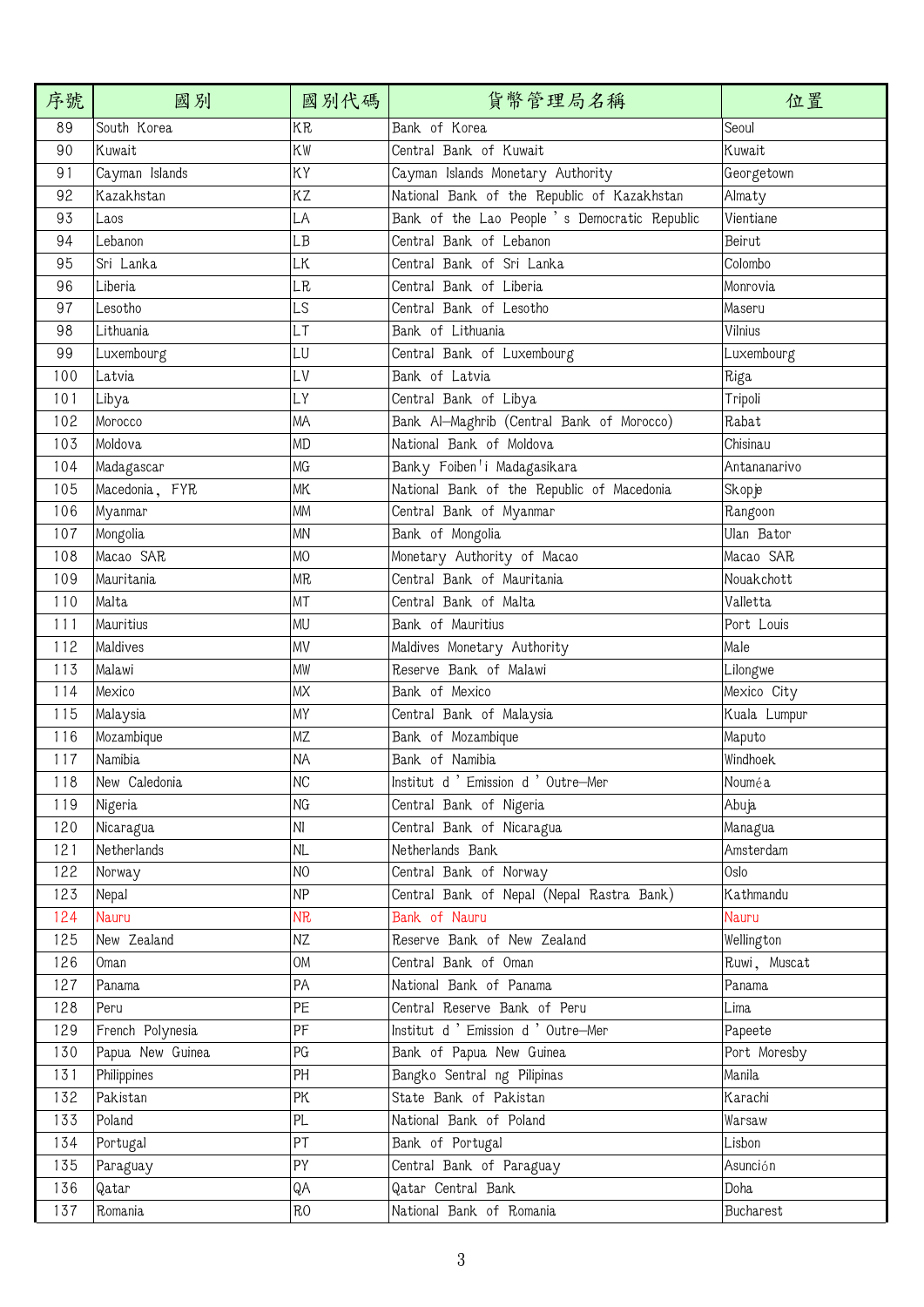| 序號 | 國別 | 國別代碼 | 貨幣管理局名稱 | 位置 |
|---|---|---|---|---|
| 89 | South Korea | KR | Bank of Korea | Seoul |
| 90 | Kuwait | KW | Central Bank of Kuwait | Kuwait |
| 91 | Cayman Islands | KY | Cayman Islands Monetary Authority | Georgetown |
| 92 | Kazakhstan | KZ | National Bank of the Republic of Kazakhstan | Almaty |
| 93 | Laos | LA | Bank of the Lao People's Democratic Republic | Vientiane |
| 94 | Lebanon | LB | Central Bank of Lebanon | Beirut |
| 95 | Sri Lanka | LK | Central Bank of Sri Lanka | Colombo |
| 96 | Liberia | LR | Central Bank of Liberia | Monrovia |
| 97 | Lesotho | LS | Central Bank of Lesotho | Maseru |
| 98 | Lithuania | LT | Bank of Lithuania | Vilnius |
| 99 | Luxembourg | LU | Central Bank of Luxembourg | Luxembourg |
| 100 | Latvia | LV | Bank of Latvia | Riga |
| 101 | Libya | LY | Central Bank of Libya | Tripoli |
| 102 | Morocco | MA | Bank Al-Maghrib (Central Bank of Morocco) | Rabat |
| 103 | Moldova | MD | National Bank of Moldova | Chisinau |
| 104 | Madagascar | MG | Banky Foiben'i Madagasikara | Antananarivo |
| 105 | Macedonia, FYR | MK | National Bank of the Republic of Macedonia | Skopje |
| 106 | Myanmar | MM | Central Bank of Myanmar | Rangoon |
| 107 | Mongolia | MN | Bank of Mongolia | Ulan Bator |
| 108 | Macao SAR | MO | Monetary Authority of Macao | Macao SAR |
| 109 | Mauritania | MR | Central Bank of Mauritania | Nouakchott |
| 110 | Malta | MT | Central Bank of Malta | Valletta |
| 111 | Mauritius | MU | Bank of Mauritius | Port Louis |
| 112 | Maldives | MV | Maldives Monetary Authority | Male |
| 113 | Malawi | MW | Reserve Bank of Malawi | Lilongwe |
| 114 | Mexico | MX | Bank of Mexico | Mexico City |
| 115 | Malaysia | MY | Central Bank of Malaysia | Kuala Lumpur |
| 116 | Mozambique | MZ | Bank of Mozambique | Maputo |
| 117 | Namibia | NA | Bank of Namibia | Windhoek |
| 118 | New Caledonia | NC | Institut d'Emission d'Outre-Mer | Nouméa |
| 119 | Nigeria | NG | Central Bank of Nigeria | Abuja |
| 120 | Nicaragua | NI | Central Bank of Nicaragua | Managua |
| 121 | Netherlands | NL | Netherlands Bank | Amsterdam |
| 122 | Norway | NO | Central Bank of Norway | Oslo |
| 123 | Nepal | NP | Central Bank of Nepal (Nepal Rastra Bank) | Kathmandu |
| 124 | Nauru | NR | Bank of Nauru | Nauru |
| 125 | New Zealand | NZ | Reserve Bank of New Zealand | Wellington |
| 126 | Oman | OM | Central Bank of Oman | Ruwi, Muscat |
| 127 | Panama | PA | National Bank of Panama | Panama |
| 128 | Peru | PE | Central Reserve Bank of Peru | Lima |
| 129 | French Polynesia | PF | Institut d'Emission d'Outre-Mer | Papeete |
| 130 | Papua New Guinea | PG | Bank of Papua New Guinea | Port Moresby |
| 131 | Philippines | PH | Bangko Sentral ng Pilipinas | Manila |
| 132 | Pakistan | PK | State Bank of Pakistan | Karachi |
| 133 | Poland | PL | National Bank of Poland | Warsaw |
| 134 | Portugal | PT | Bank of Portugal | Lisbon |
| 135 | Paraguay | PY | Central Bank of Paraguay | Asunción |
| 136 | Qatar | QA | Qatar Central Bank | Doha |
| 137 | Romania | RO | National Bank of Romania | Bucharest |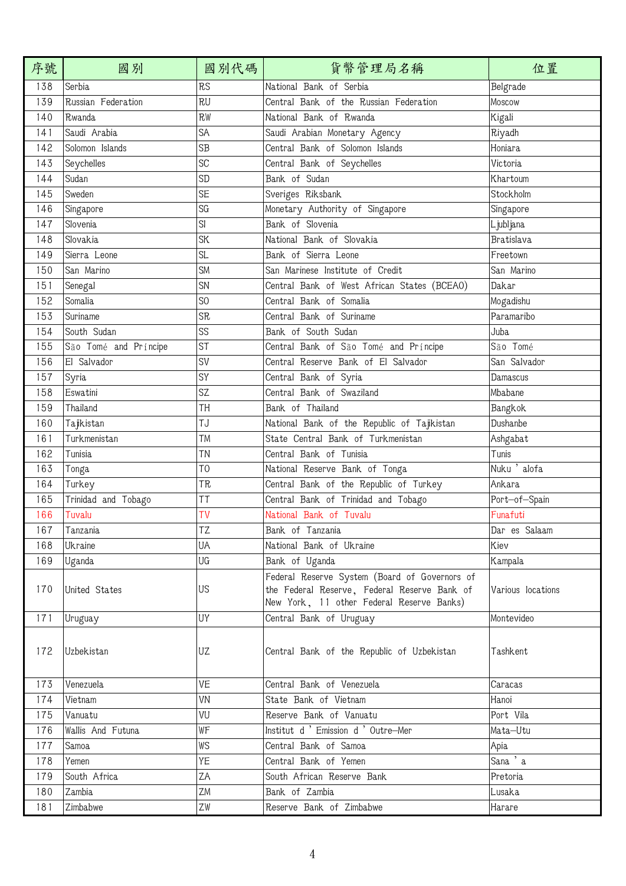| 序號 | 國別 | 國別代碼 | 貨幣管理局名稱 | 位置 |
|---|---|---|---|---|
| 138 | Serbia | RS | National Bank of Serbia | Belgrade |
| 139 | Russian Federation | RU | Central Bank of the Russian Federation | Moscow |
| 140 | Rwanda | RW | National Bank of Rwanda | Kigali |
| 141 | Saudi Arabia | SA | Saudi Arabian Monetary Agency | Riyadh |
| 142 | Solomon Islands | SB | Central Bank of Solomon Islands | Honiara |
| 143 | Seychelles | SC | Central Bank of Seychelles | Victoria |
| 144 | Sudan | SD | Bank of Sudan | Khartoum |
| 145 | Sweden | SE | Sveriges Riksbank | Stockholm |
| 146 | Singapore | SG | Monetary Authority of Singapore | Singapore |
| 147 | Slovenia | SI | Bank of Slovenia | Ljubljana |
| 148 | Slovakia | SK | National Bank of Slovakia | Bratislava |
| 149 | Sierra Leone | SL | Bank of Sierra Leone | Freetown |
| 150 | San Marino | SM | San Marinese Institute of Credit | San Marino |
| 151 | Senegal | SN | Central Bank of West African States (BCEAO) | Dakar |
| 152 | Somalia | SO | Central Bank of Somalia | Mogadishu |
| 153 | Suriname | SR | Central Bank of Suriname | Paramaribo |
| 154 | South Sudan | SS | Bank of South Sudan | Juba |
| 155 | São Tomé and Príncipe | ST | Central Bank of São Tomé and Príncipe | São Tomé |
| 156 | El Salvador | SV | Central Reserve Bank of El Salvador | San Salvador |
| 157 | Syria | SY | Central Bank of Syria | Damascus |
| 158 | Eswatini | SZ | Central Bank of Swaziland | Mbabane |
| 159 | Thailand | TH | Bank of Thailand | Bangkok |
| 160 | Tajikistan | TJ | National Bank of the Republic of Tajikistan | Dushanbe |
| 161 | Turkmenistan | TM | State Central Bank of Turkmenistan | Ashgabat |
| 162 | Tunisia | TN | Central Bank of Tunisia | Tunis |
| 163 | Tonga | TO | National Reserve Bank of Tonga | Nuku'alofa |
| 164 | Turkey | TR | Central Bank of the Republic of Turkey | Ankara |
| 165 | Trinidad and Tobago | TT | Central Bank of Trinidad and Tobago | Port-of-Spain |
| 166 | Tuvalu | TV | National Bank of Tuvalu | Funafuti |
| 167 | Tanzania | TZ | Bank of Tanzania | Dar es Salaam |
| 168 | Ukraine | UA | National Bank of Ukraine | Kiev |
| 169 | Uganda | UG | Bank of Uganda | Kampala |
| 170 | United States | US | Federal Reserve System (Board of Governors of the Federal Reserve, Federal Reserve Bank of New York, 11 other Federal Reserve Banks) | Various locations |
| 171 | Uruguay | UY | Central Bank of Uruguay | Montevideo |
| 172 | Uzbekistan | UZ | Central Bank of the Republic of Uzbekistan | Tashkent |
| 173 | Venezuela | VE | Central Bank of Venezuela | Caracas |
| 174 | Vietnam | VN | State Bank of Vietnam | Hanoi |
| 175 | Vanuatu | VU | Reserve Bank of Vanuatu | Port Vila |
| 176 | Wallis And Futuna | WF | Institut d'Emission d'Outre-Mer | Mata-Utu |
| 177 | Samoa | WS | Central Bank of Samoa | Apia |
| 178 | Yemen | YE | Central Bank of Yemen | Sana'a |
| 179 | South Africa | ZA | South African Reserve Bank | Pretoria |
| 180 | Zambia | ZM | Bank of Zambia | Lusaka |
| 181 | Zimbabwe | ZW | Reserve Bank of Zimbabwe | Harare |